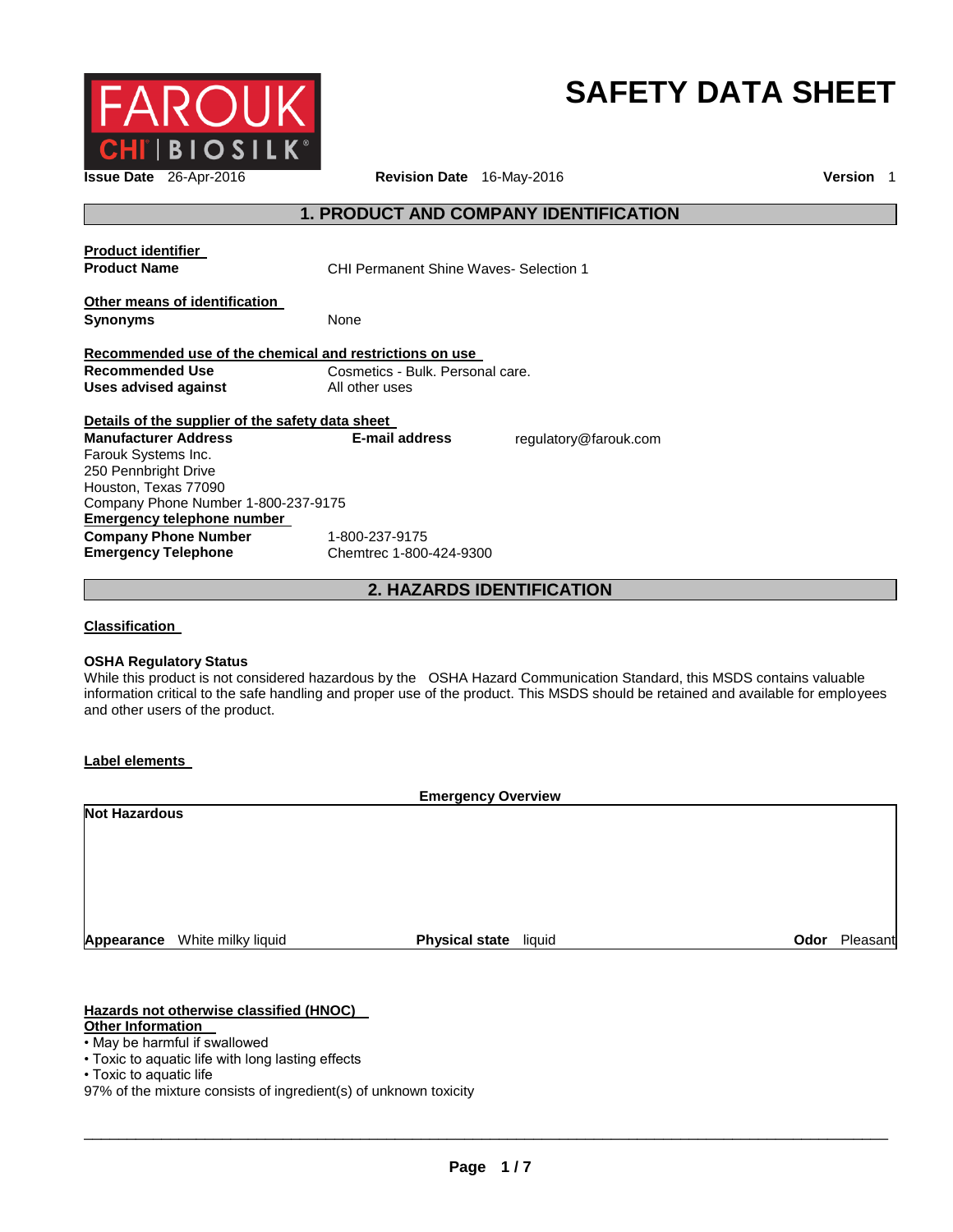FAROUK CHI | BIOSILK

# SAFETY DATA SHEET

**Issue Date** 26-Apr-2016 **Revision Date** 16-May-2016 **Version** 1

## 1. PRODUCT AND COMPANY IDENTIFICATION

**Product identifier**

| | |
|---|---|
| **Product Name** | CHI Permanent Shine Waves- Selection 1 |

**Other means of identification**

| | |
|---|---|
| **Synonyms** | None |

**Recommended use of the chemical and restrictions on use**

| | |
|---|---|
| **Recommended Use** | Cosmetics - Bulk. Personal care. |
| **Uses advised against** | All other uses |

**Details of the supplier of the safety data sheet**

**Manufacturer Address**
Farouk Systems Inc.
250 Pennbright Drive
Houston, Texas 77090
Company Phone Number 1-800-237-9175

**E-mail address** regulatory@farouk.com

**Emergency telephone number**

| | |
|---|---|
| **Company Phone Number** | 1-800-237-9175 |
| **Emergency Telephone** | Chemtrec 1-800-424-9300 |

## 2. HAZARDS IDENTIFICATION

**Classification**

**OSHA Regulatory Status**
While this product is not considered hazardous by the OSHA Hazard Communication Standard, this MSDS contains valuable information critical to the safe handling and proper use of the product. This MSDS should be retained and available for employees and other users of the product.

**Label elements**

**Emergency Overview**

**Not Hazardous**

**Appearance** White milky liquid **Physical state** liquid **Odor** Pleasant

**Hazards not otherwise classified (HNOC)**
**Other Information**

- May be harmful if swallowed
- Toxic to aquatic life with long lasting effects
- Toxic to aquatic life

97% of the mixture consists of ingredient(s) of unknown toxicity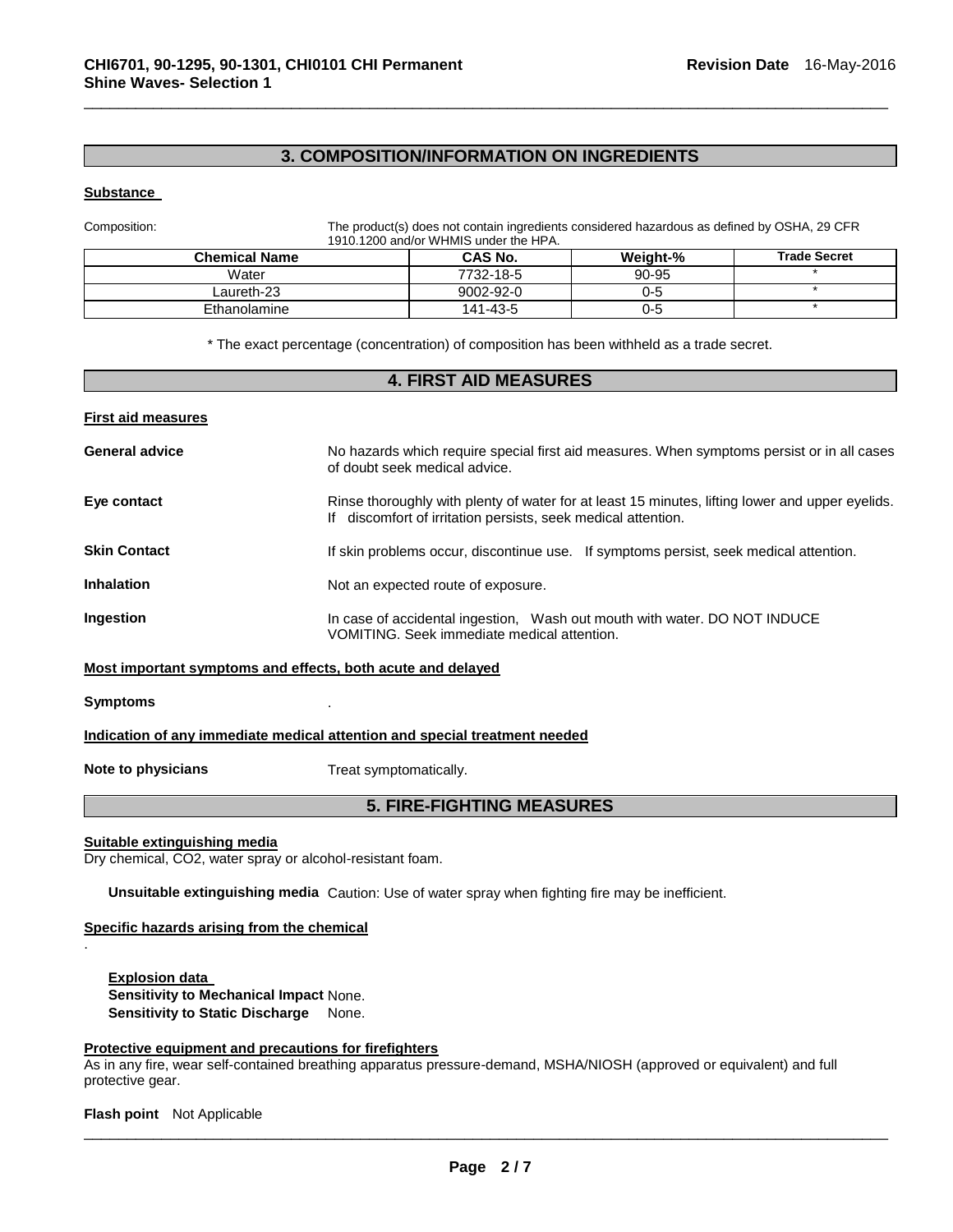## 3. COMPOSITION/INFORMATION ON INGREDIENTS

**Substance**

Composition: The product(s) does not contain ingredients considered hazardous as defined by OSHA, 29 CFR 1910.1200 and/or WHMIS under the HPA.

| Chemical Name | CAS No. | Weight-% | Trade Secret |
|---|---|---|---|
| Water | 7732-18-5 | 90-95 | * |
| Laureth-23 | 9002-92-0 | 0-5 | * |
| Ethanolamine | 141-43-5 | 0-5 | * |

* The exact percentage (concentration) of composition has been withheld as a trade secret.

## 4. FIRST AID MEASURES

**First aid measures**

**General advice** No hazards which require special first aid measures. When symptoms persist or in all cases of doubt seek medical advice.

**Eye contact** Rinse thoroughly with plenty of water for at least 15 minutes, lifting lower and upper eyelids. If discomfort of irritation persists, seek medical attention.

**Skin Contact** If skin problems occur, discontinue use. If symptoms persist, seek medical attention.

**Inhalation** Not an expected route of exposure.

**Ingestion** In case of accidental ingestion, Wash out mouth with water. DO NOT INDUCE VOMITING. Seek immediate medical attention.

**Most important symptoms and effects, both acute and delayed**

**Symptoms** .

**Indication of any immediate medical attention and special treatment needed**

**Note to physicians** Treat symptomatically.

## 5. FIRE-FIGHTING MEASURES

**Suitable extinguishing media**

Dry chemical, CO2, water spray or alcohol-resistant foam.

**Unsuitable extinguishing media** Caution: Use of water spray when fighting fire may be inefficient.

**Specific hazards arising from the chemical**

.

**Explosion data**

**Sensitivity to Mechanical Impact** None.

**Sensitivity to Static Discharge** None.

**Protective equipment and precautions for firefighters**

As in any fire, wear self-contained breathing apparatus pressure-demand, MSHA/NIOSH (approved or equivalent) and full protective gear.

**Flash point** Not Applicable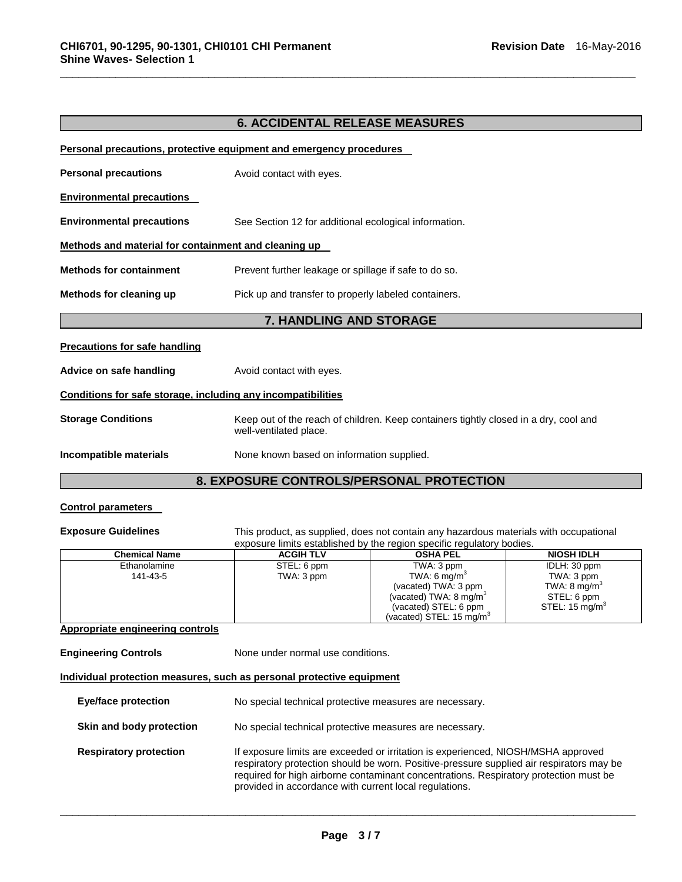## 6. ACCIDENTAL RELEASE MEASURES

**Personal precautions, protective equipment and emergency procedures**

**Personal precautions** Avoid contact with eyes.

**Environmental precautions**

**Environmental precautions** See Section 12 for additional ecological information.

**Methods and material for containment and cleaning up**

**Methods for containment** Prevent further leakage or spillage if safe to do so.

**Methods for cleaning up** Pick up and transfer to properly labeled containers.

## 7. HANDLING AND STORAGE

**Precautions for safe handling**

**Advice on safe handling** Avoid contact with eyes.

**Conditions for safe storage, including any incompatibilities**

**Storage Conditions** Keep out of the reach of children. Keep containers tightly closed in a dry, cool and well-ventilated place.

**Incompatible materials** None known based on information supplied.

## 8. EXPOSURE CONTROLS/PERSONAL PROTECTION

**Control parameters**

**Exposure Guidelines** This product, as supplied, does not contain any hazardous materials with occupational exposure limits established by the region specific regulatory bodies.

| Chemical Name | ACGIH TLV | OSHA PEL | NIOSH IDLH |
|---|---|---|---|
| Ethanolamine<br>141-43-5 | STEL: 6 ppm<br>TWA: 3 ppm | TWA: 3 ppm<br>TWA: 6 mg/m$^3$<br>(vacated) TWA: 3 ppm<br>(vacated) TWA: 8 mg/m$^3$<br>(vacated) STEL: 6 ppm<br>(vacated) STEL: 15 mg/m$^3$ | IDLH: 30 ppm<br>TWA: 3 ppm<br>TWA: 8 mg/m$^3$<br>STEL: 6 ppm<br>STEL: 15 mg/m$^3$ |

**Appropriate engineering controls**

**Engineering Controls** None under normal use conditions.

**Individual protection measures, such as personal protective equipment**

**Eye/face protection** No special technical protective measures are necessary.

**Skin and body protection** No special technical protective measures are necessary.

**Respiratory protection** If exposure limits are exceeded or irritation is experienced, NIOSH/MSHA approved respiratory protection should be worn. Positive-pressure supplied air respirators may be required for high airborne contaminant concentrations. Respiratory protection must be provided in accordance with current local regulations.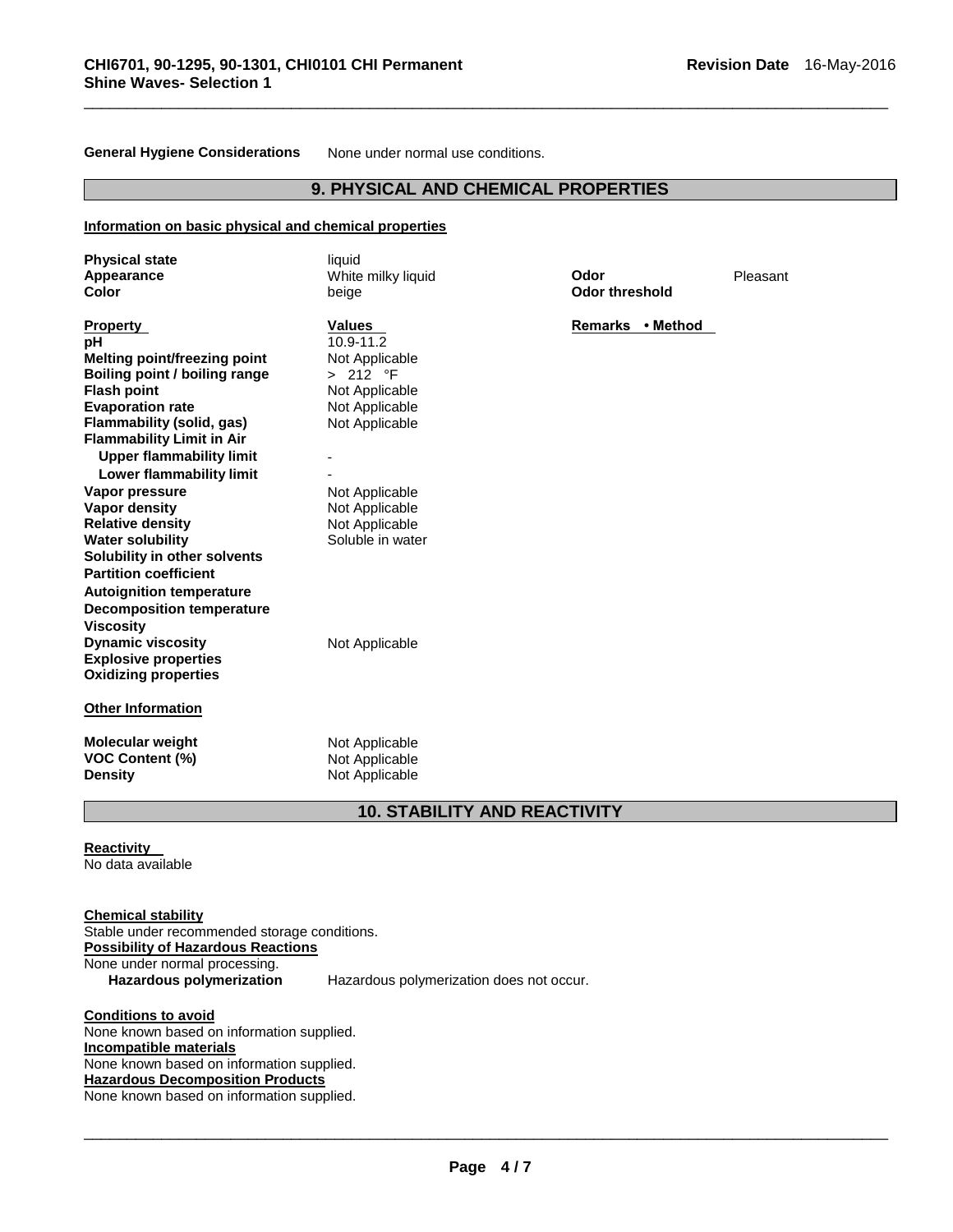**General Hygiene Considerations** None under normal use conditions.

## 9. PHYSICAL AND CHEMICAL PROPERTIES

**Information on basic physical and chemical properties**

| | | | |
|---|---|---|---|
| **Physical state** | liquid | | |
| **Appearance** | White milky liquid | **Odor** | Pleasant |
| **Color** | beige | **Odor threshold** | |

| **Property** | **Values** | **Remarks • Method** |
|---|---|---|
| **pH** | 10.9-11.2 | |
| **Melting point/freezing point** | Not Applicable | |
| **Boiling point / boiling range** | > 212 °F | |
| **Flash point** | Not Applicable | |
| **Evaporation rate** | Not Applicable | |
| **Flammability (solid, gas)** | Not Applicable | |
| **Flammability Limit in Air** | | |
| **Upper flammability limit** | - | |
| **Lower flammability limit** | - | |
| **Vapor pressure** | Not Applicable | |
| **Vapor density** | Not Applicable | |
| **Relative density** | Not Applicable | |
| **Water solubility** | Soluble in water | |
| **Solubility in other solvents** | | |
| **Partition coefficient** | | |
| **Autoignition temperature** | | |
| **Decomposition temperature** | | |
| **Viscosity** | | |
| **Dynamic viscosity** | Not Applicable | |
| **Explosive properties** | | |
| **Oxidizing properties** | | |

**Other Information**

| | |
|---|---|
| **Molecular weight** | Not Applicable |
| **VOC Content (%)** | Not Applicable |
| **Density** | Not Applicable |

## 10. STABILITY AND REACTIVITY

**Reactivity**
No data available

**Chemical stability**
Stable under recommended storage conditions.

**Possibility of Hazardous Reactions**
None under normal processing.

**Hazardous polymerization** Hazardous polymerization does not occur.

**Conditions to avoid**
None known based on information supplied.

**Incompatible materials**
None known based on information supplied.

**Hazardous Decomposition Products**
None known based on information supplied.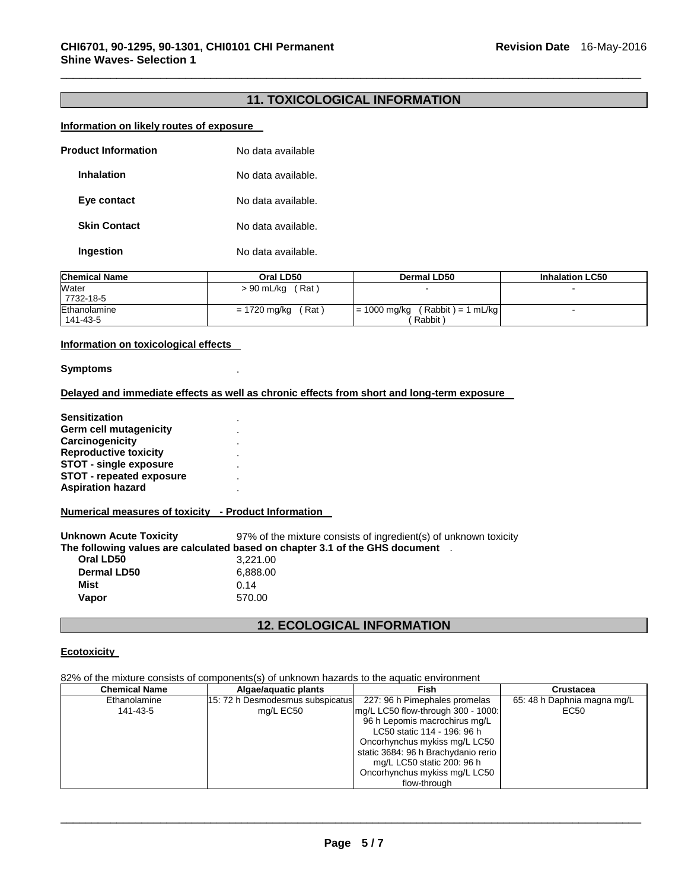## 11. TOXICOLOGICAL INFORMATION

**Information on likely routes of exposure**

**Product Information** No data available

**Inhalation** No data available.

**Eye contact** No data available.

**Skin Contact** No data available.

**Ingestion** No data available.

| Chemical Name | Oral LD50 | Dermal LD50 | Inhalation LC50 |
|---|---|---|---|
| Water<br>7732-18-5 | > 90 mL/kg ( Rat ) | - | - |
| Ethanolamine<br>141-43-5 | = 1720 mg/kg ( Rat ) | = 1000 mg/kg ( Rabbit ) = 1 mL/kg ( Rabbit ) | - |

**Information on toxicological effects**

**Symptoms** .

**Delayed and immediate effects as well as chronic effects from short and long-term exposure**

**Sensitization** .
**Germ cell mutagenicity** .
**Carcinogenicity** .
**Reproductive toxicity** .
**STOT - single exposure** .
**STOT - repeated exposure** .
**Aspiration hazard** .

**Numerical measures of toxicity - Product Information**

**Unknown Acute Toxicity** 97% of the mixture consists of ingredient(s) of unknown toxicity
**The following values are calculated based on chapter 3.1 of the GHS document** .

**Oral LD50** 3,221.00
**Dermal LD50** 6,888.00
**Mist** 0.14
**Vapor** 570.00

## 12. ECOLOGICAL INFORMATION

**Ecotoxicity**

82% of the mixture consists of components(s) of unknown hazards to the aquatic environment

| Chemical Name | Algae/aquatic plants | Fish | Crustacea |
|---|---|---|---|
| Ethanolamine<br>141-43-5 | 15: 72 h Desmodesmus subspicatus mg/L EC50 | 227: 96 h Pimephales promelas mg/L LC50 flow-through 300 - 1000: 96 h Lepomis macrochirus mg/L LC50 static 114 - 196: 96 h Oncorhynchus mykiss mg/L LC50 static 3684: 96 h Brachydanio rerio mg/L LC50 static 200: 96 h Oncorhynchus mykiss mg/L LC50 flow-through | 65: 48 h Daphnia magna mg/L EC50 |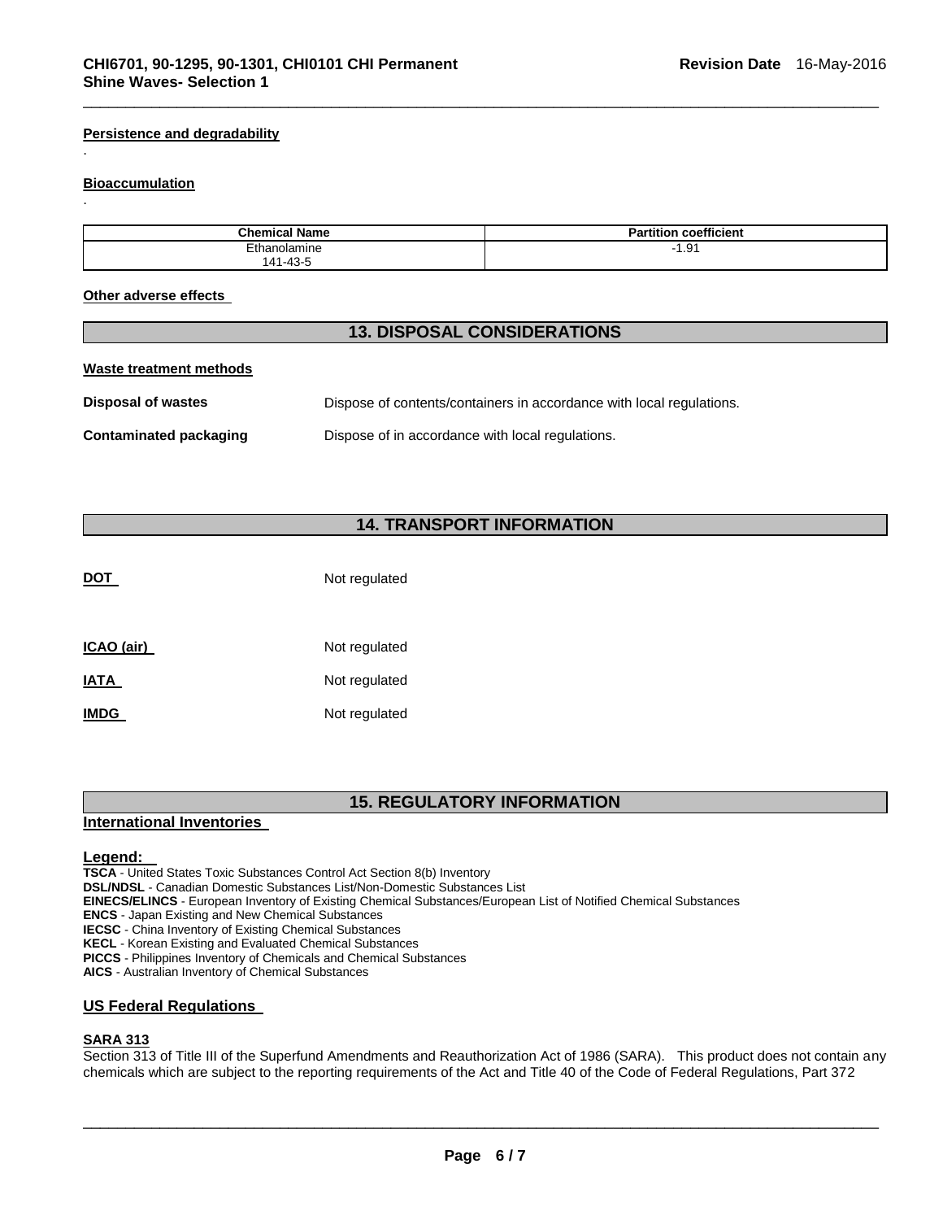**Persistence and degradability**

.

**Bioaccumulation**

.

| Chemical Name | Partition coefficient |
| --- | --- |
| Ethanolamine 141-43-5 | -1.91 |

**Other adverse effects**

## 13. DISPOSAL CONSIDERATIONS

**Waste treatment methods**

**Disposal of wastes** Dispose of contents/containers in accordance with local regulations.

**Contaminated packaging** Dispose of in accordance with local regulations.

## 14. TRANSPORT INFORMATION

**DOT** Not regulated

**ICAO (air)** Not regulated

**IATA** Not regulated

**IMDG** Not regulated

## 15. REGULATORY INFORMATION

**International Inventories**

**Legend:**

**TSCA** - United States Toxic Substances Control Act Section 8(b) Inventory
**DSL/NDSL** - Canadian Domestic Substances List/Non-Domestic Substances List
**EINECS/ELINCS** - European Inventory of Existing Chemical Substances/European List of Notified Chemical Substances
**ENCS** - Japan Existing and New Chemical Substances
**IECSC** - China Inventory of Existing Chemical Substances
**KECL** - Korean Existing and Evaluated Chemical Substances
**PICCS** - Philippines Inventory of Chemicals and Chemical Substances
**AICS** - Australian Inventory of Chemical Substances

**US Federal Regulations**

**SARA 313**

Section 313 of Title III of the Superfund Amendments and Reauthorization Act of 1986 (SARA). This product does not contain any chemicals which are subject to the reporting requirements of the Act and Title 40 of the Code of Federal Regulations, Part 372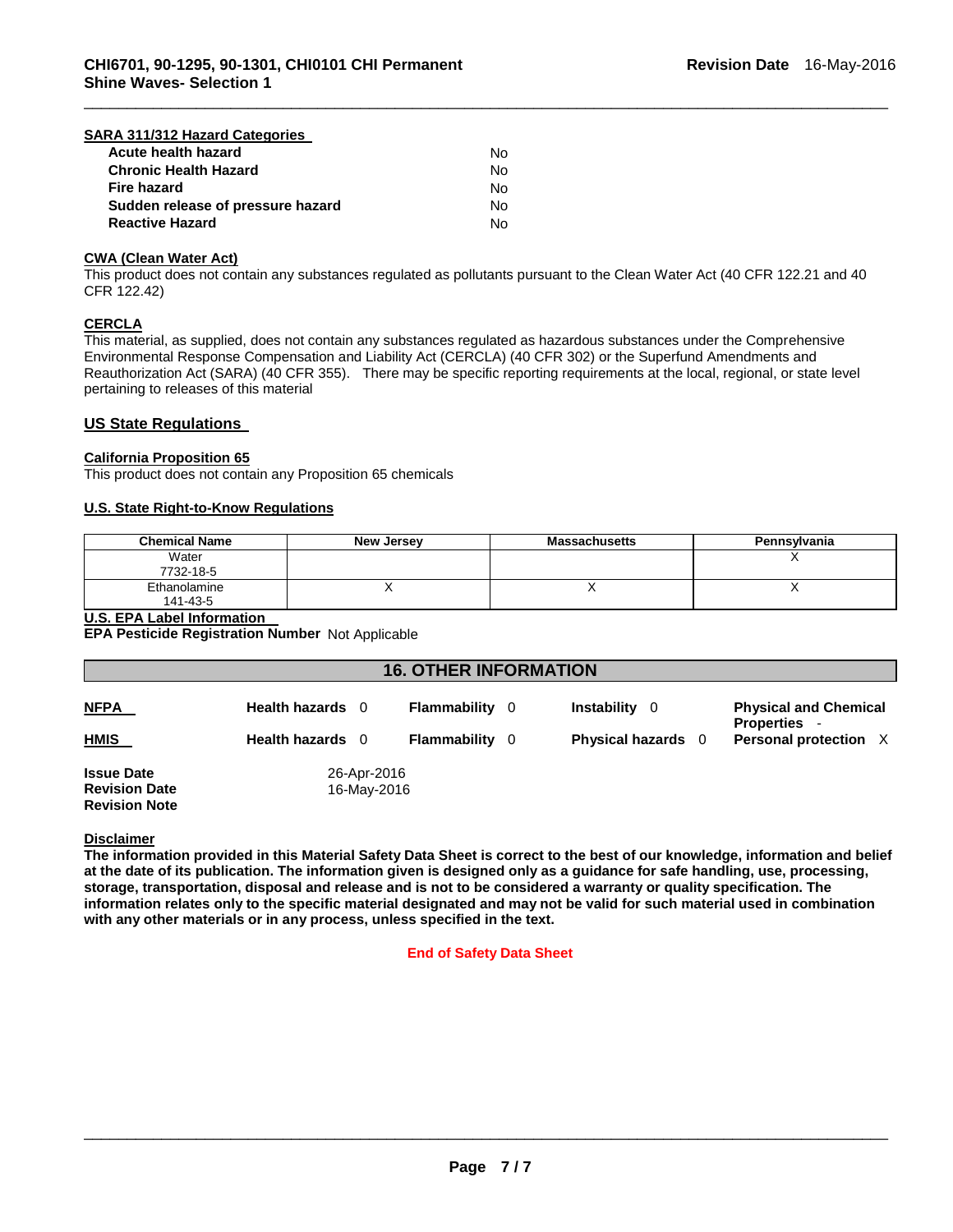### SARA 311/312 Hazard Categories

| | |
|---|---|
| **Acute health hazard** | No |
| **Chronic Health Hazard** | No |
| **Fire hazard** | No |
| **Sudden release of pressure hazard** | No |
| **Reactive Hazard** | No |

### CWA (Clean Water Act)

This product does not contain any substances regulated as pollutants pursuant to the Clean Water Act (40 CFR 122.21 and 40 CFR 122.42)

### CERCLA

This material, as supplied, does not contain any substances regulated as hazardous substances under the Comprehensive Environmental Response Compensation and Liability Act (CERCLA) (40 CFR 302) or the Superfund Amendments and Reauthorization Act (SARA) (40 CFR 355). There may be specific reporting requirements at the local, regional, or state level pertaining to releases of this material

## US State Regulations

### California Proposition 65

This product does not contain any Proposition 65 chemicals

### U.S. State Right-to-Know Regulations

| Chemical Name | New Jersey | Massachusetts | Pennsylvania |
|---|---|---|---|
| Water 7732-18-5 | | | X |
| Ethanolamine 141-43-5 | X | X | X |

### U.S. EPA Label Information

**EPA Pesticide Registration Number** Not Applicable

## 16. OTHER INFORMATION

| | | | | |
|---|---|---|---|---|
| **NFPA** | **Health hazards** 0 | **Flammability** 0 | **Instability** 0 | **Physical and Chemical Properties** - |
| **HMIS** | **Health hazards** 0 | **Flammability** 0 | **Physical hazards** 0 | **Personal protection** X |

**Issue Date** 26-Apr-2016
**Revision Date** 16-May-2016
**Revision Note**

### Disclaimer

**The information provided in this Material Safety Data Sheet is correct to the best of our knowledge, information and belief at the date of its publication. The information given is designed only as a guidance for safe handling, use, processing, storage, transportation, disposal and release and is not to be considered a warranty or quality specification. The information relates only to the specific material designated and may not be valid for such material used in combination with any other materials or in any process, unless specified in the text.**

**End of Safety Data Sheet**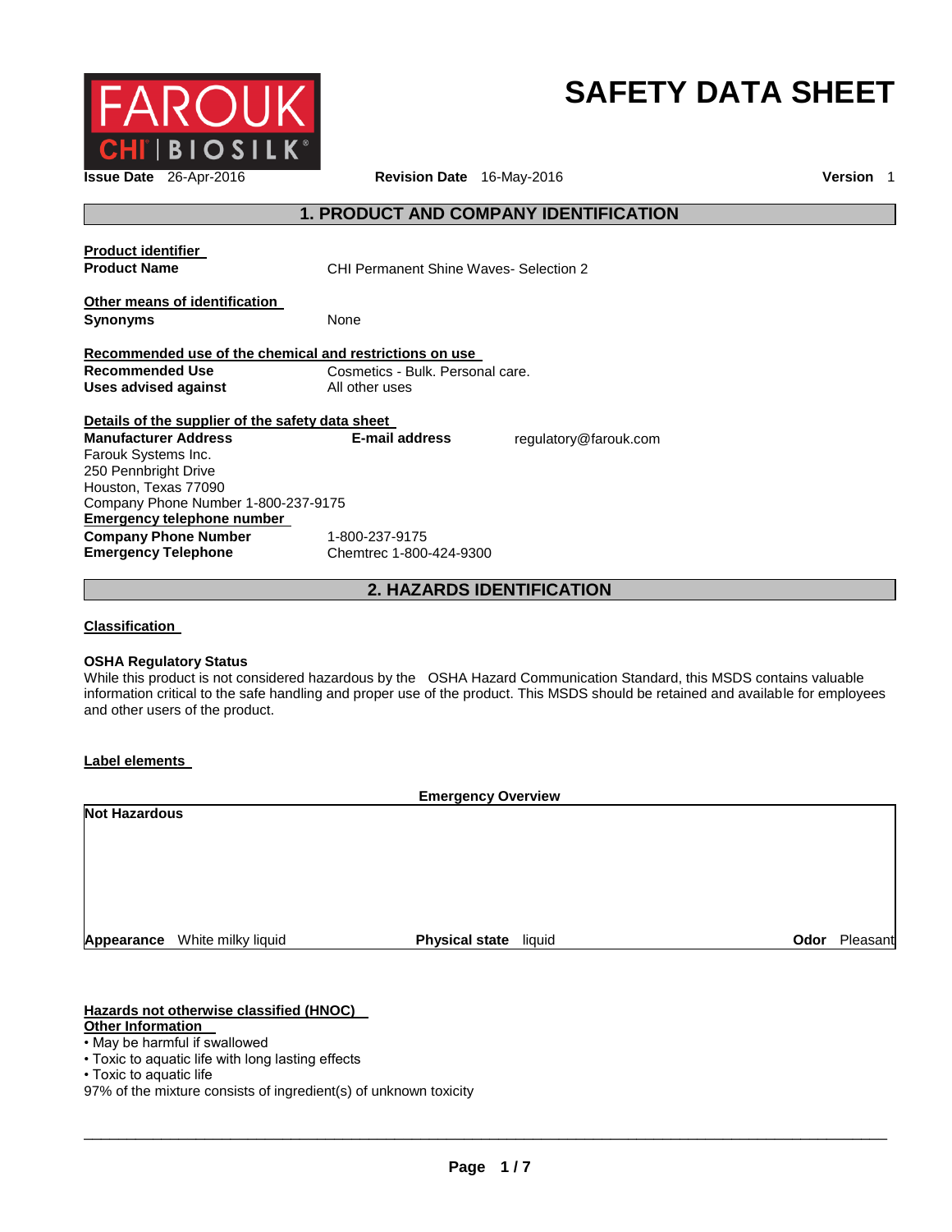FAROUK CHI | BIOSILK

# SAFETY DATA SHEET

**Issue Date** 26-Apr-2016 **Revision Date** 16-May-2016 **Version** 1

## 1. PRODUCT AND COMPANY IDENTIFICATION

**Product identifier**

**Product Name** CHI Permanent Shine Waves- Selection 2

**Other means of identification**

**Synonyms** None

**Recommended use of the chemical and restrictions on use**

**Recommended Use** Cosmetics - Bulk. Personal care.
**Uses advised against** All other uses

**Details of the supplier of the safety data sheet**

**Manufacturer Address**
Farouk Systems Inc.
250 Pennbright Drive
Houston, Texas 77090
Company Phone Number 1-800-237-9175

**E-mail address** regulatory@farouk.com

**Emergency telephone number**

**Company Phone Number** 1-800-237-9175
**Emergency Telephone** Chemtrec 1-800-424-9300

## 2. HAZARDS IDENTIFICATION

**Classification**

**OSHA Regulatory Status**
While this product is not considered hazardous by the OSHA Hazard Communication Standard, this MSDS contains valuable information critical to the safe handling and proper use of the product. This MSDS should be retained and available for employees and other users of the product.

**Label elements**

**Emergency Overview**

**Not Hazardous**

**Appearance** White milky liquid **Physical state** liquid **Odor** Pleasant

**Hazards not otherwise classified (HNOC)**

**Other Information**

- May be harmful if swallowed
- Toxic to aquatic life with long lasting effects
- Toxic to aquatic life

97% of the mixture consists of ingredient(s) of unknown toxicity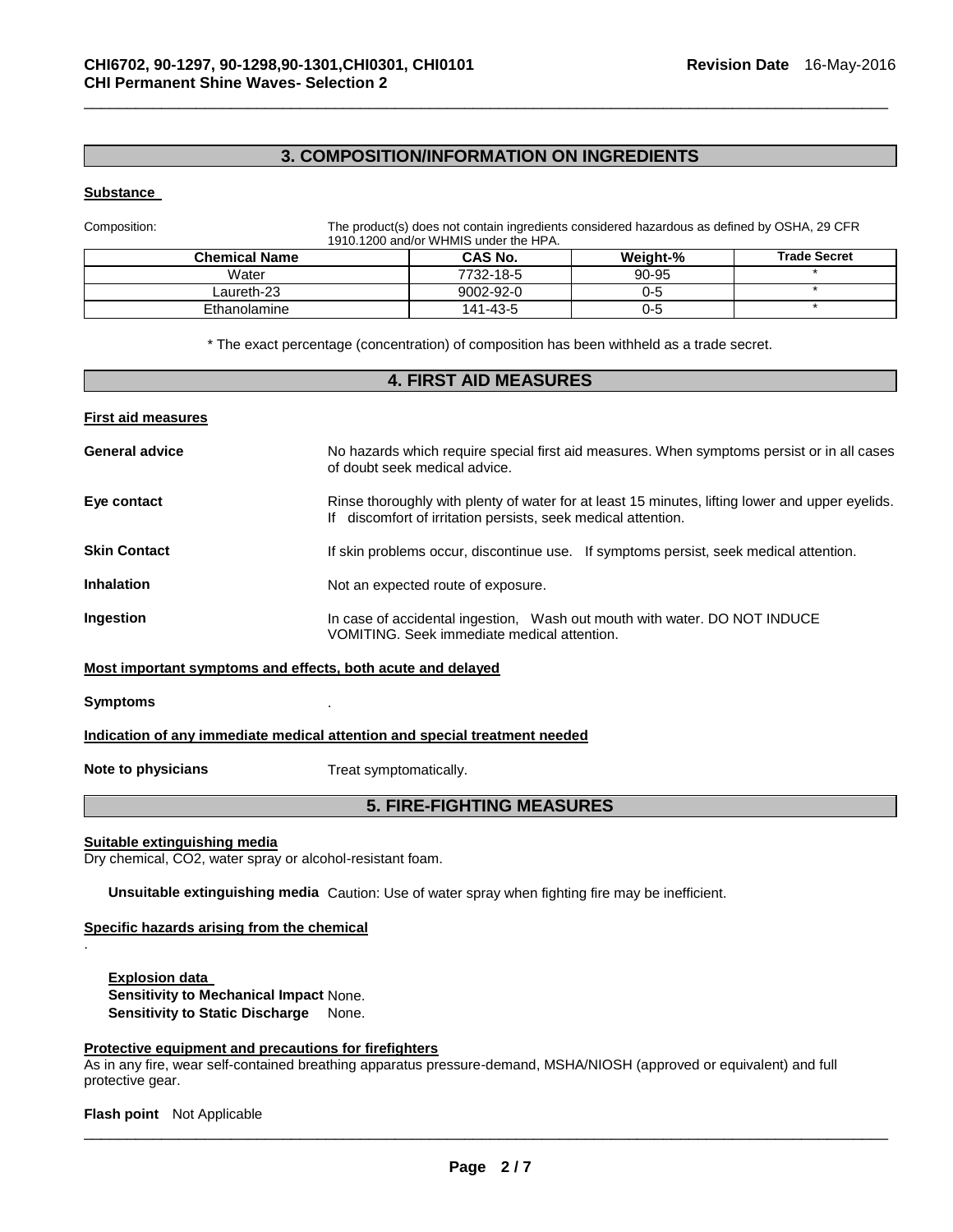## 3. COMPOSITION/INFORMATION ON INGREDIENTS

**Substance**

Composition: The product(s) does not contain ingredients considered hazardous as defined by OSHA, 29 CFR 1910.1200 and/or WHMIS under the HPA.

| Chemical Name | CAS No. | Weight-% | Trade Secret |
|---|---|---|---|
| Water | 7732-18-5 | 90-95 | * |
| Laureth-23 | 9002-92-0 | 0-5 | * |
| Ethanolamine | 141-43-5 | 0-5 | * |

* The exact percentage (concentration) of composition has been withheld as a trade secret.

## 4. FIRST AID MEASURES

**First aid measures**

**General advice** No hazards which require special first aid measures. When symptoms persist or in all cases of doubt seek medical advice.

**Eye contact** Rinse thoroughly with plenty of water for at least 15 minutes, lifting lower and upper eyelids. If discomfort of irritation persists, seek medical attention.

**Skin Contact** If skin problems occur, discontinue use. If symptoms persist, seek medical attention.

**Inhalation** Not an expected route of exposure.

**Ingestion** In case of accidental ingestion, Wash out mouth with water. DO NOT INDUCE VOMITING. Seek immediate medical attention.

**Most important symptoms and effects, both acute and delayed**

**Symptoms** .

**Indication of any immediate medical attention and special treatment needed**

**Note to physicians** Treat symptomatically.

## 5. FIRE-FIGHTING MEASURES

**Suitable extinguishing media**

Dry chemical, CO2, water spray or alcohol-resistant foam.

**Unsuitable extinguishing media** Caution: Use of water spray when fighting fire may be inefficient.

**Specific hazards arising from the chemical**

.

**Explosion data**
**Sensitivity to Mechanical Impact** None.
**Sensitivity to Static Discharge** None.

**Protective equipment and precautions for firefighters**

As in any fire, wear self-contained breathing apparatus pressure-demand, MSHA/NIOSH (approved or equivalent) and full protective gear.

**Flash point** Not Applicable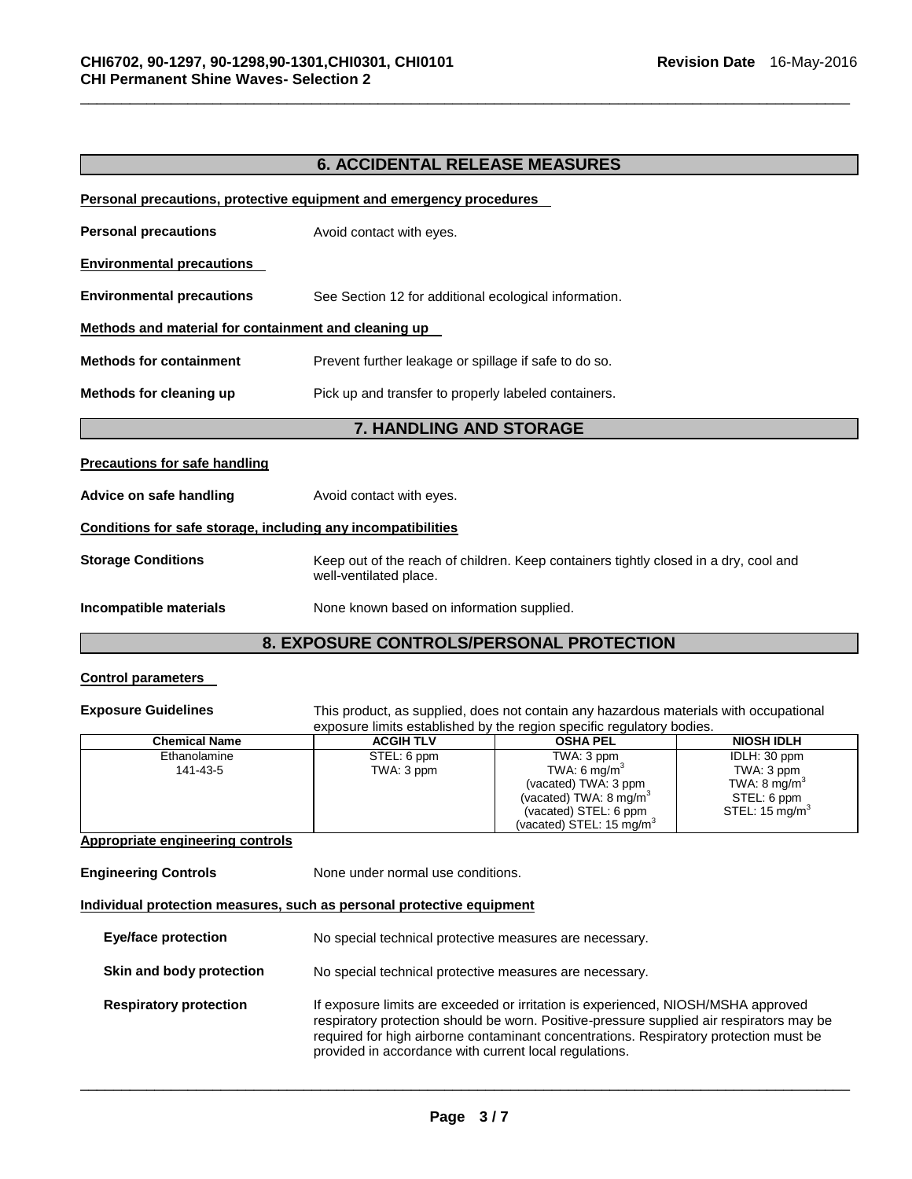## 6. ACCIDENTAL RELEASE MEASURES

**Personal precautions, protective equipment and emergency procedures**

**Personal precautions** Avoid contact with eyes.

**Environmental precautions**

**Environmental precautions** See Section 12 for additional ecological information.

**Methods and material for containment and cleaning up**

**Methods for containment** Prevent further leakage or spillage if safe to do so.

**Methods for cleaning up** Pick up and transfer to properly labeled containers.

## 7. HANDLING AND STORAGE

**Precautions for safe handling**

**Advice on safe handling** Avoid contact with eyes.

**Conditions for safe storage, including any incompatibilities**

**Storage Conditions** Keep out of the reach of children. Keep containers tightly closed in a dry, cool and well-ventilated place.

**Incompatible materials** None known based on information supplied.

## 8. EXPOSURE CONTROLS/PERSONAL PROTECTION

**Control parameters**

**Exposure Guidelines** This product, as supplied, does not contain any hazardous materials with occupational exposure limits established by the region specific regulatory bodies.

| Chemical Name | ACGIH TLV | OSHA PEL | NIOSH IDLH |
|---|---|---|---|
| Ethanolamine<br>141-43-5 | STEL: 6 ppm<br>TWA: 3 ppm | TWA: 3 ppm<br>TWA: 6 mg/m$^3$<br>(vacated) TWA: 3 ppm<br>(vacated) TWA: 8 mg/m$^3$<br>(vacated) STEL: 6 ppm<br>(vacated) STEL: 15 mg/m$^3$ | IDLH: 30 ppm<br>TWA: 3 ppm<br>TWA: 8 mg/m$^3$<br>STEL: 6 ppm<br>STEL: 15 mg/m$^3$ |

**Appropriate engineering controls**

**Engineering Controls** None under normal use conditions.

**Individual protection measures, such as personal protective equipment**

**Eye/face protection** No special technical protective measures are necessary.

**Skin and body protection** No special technical protective measures are necessary.

**Respiratory protection** If exposure limits are exceeded or irritation is experienced, NIOSH/MSHA approved respiratory protection should be worn. Positive-pressure supplied air respirators may be required for high airborne contaminant concentrations. Respiratory protection must be provided in accordance with current local regulations.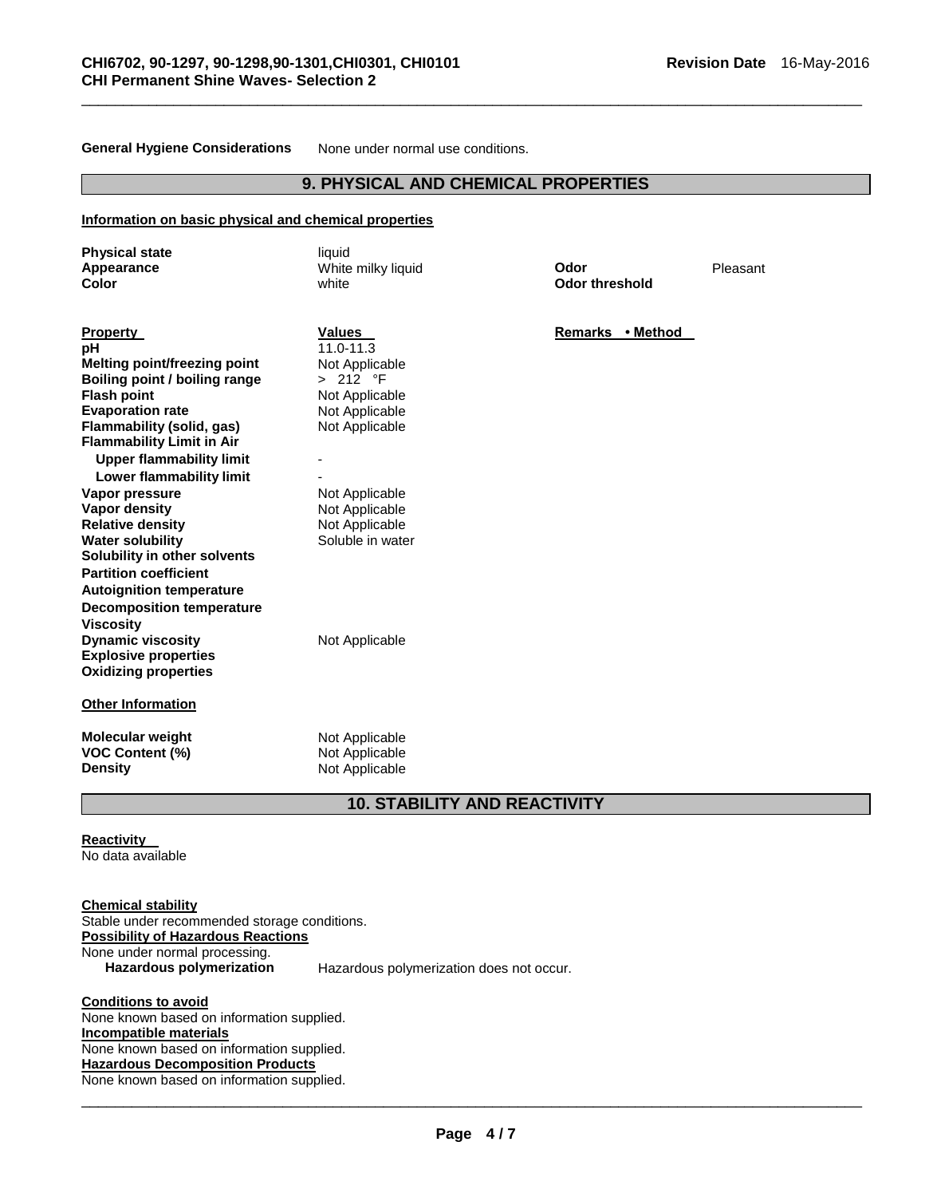**General Hygiene Considerations** None under normal use conditions.

## 9. PHYSICAL AND CHEMICAL PROPERTIES

**Information on basic physical and chemical properties**

| | | | |
|---|---|---|---|
| **Physical state** | liquid | | |
| **Appearance** | White milky liquid | **Odor** | Pleasant |
| **Color** | white | **Odor threshold** | |

| Property | Values | Remarks • Method |
|---|---|---|
| **pH** | 11.0-11.3 | |
| **Melting point/freezing point** | Not Applicable | |
| **Boiling point / boiling range** | > 212 °F | |
| **Flash point** | Not Applicable | |
| **Evaporation rate** | Not Applicable | |
| **Flammability (solid, gas)** | Not Applicable | |
| **Flammability Limit in Air** | | |
| **Upper flammability limit** | - | |
| **Lower flammability limit** | - | |
| **Vapor pressure** | Not Applicable | |
| **Vapor density** | Not Applicable | |
| **Relative density** | Not Applicable | |
| **Water solubility** | Soluble in water | |
| **Solubility in other solvents** | | |
| **Partition coefficient** | | |
| **Autoignition temperature** | | |
| **Decomposition temperature** | | |
| **Viscosity** | | |
| **Dynamic viscosity** | Not Applicable | |
| **Explosive properties** | | |
| **Oxidizing properties** | | |

**Other Information**

| | |
|---|---|
| **Molecular weight** | Not Applicable |
| **VOC Content (%)** | Not Applicable |
| **Density** | Not Applicable |

## 10. STABILITY AND REACTIVITY

**Reactivity**
No data available

**Chemical stability**
Stable under recommended storage conditions.

**Possibility of Hazardous Reactions**
None under normal processing.

**Hazardous polymerization** Hazardous polymerization does not occur.

**Conditions to avoid**
None known based on information supplied.

**Incompatible materials**
None known based on information supplied.

**Hazardous Decomposition Products**
None known based on information supplied.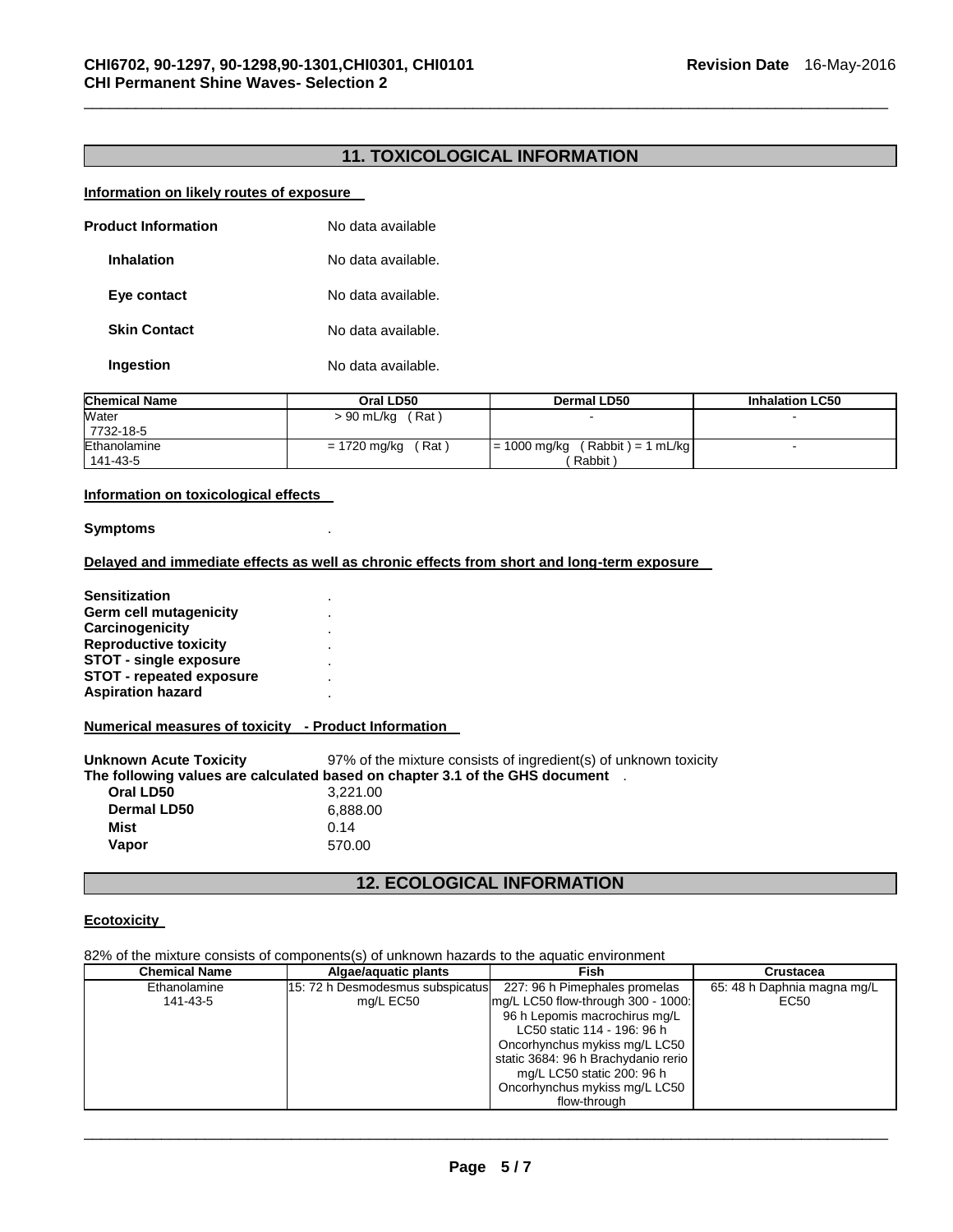## 11. TOXICOLOGICAL INFORMATION

### Information on likely routes of exposure

**Product Information** No data available

**Inhalation** No data available.

**Eye contact** No data available.

**Skin Contact** No data available.

**Ingestion** No data available.

| Chemical Name | Oral LD50 | Dermal LD50 | Inhalation LC50 |
|---|---|---|---|
| Water<br>7732-18-5 | > 90 mL/kg ( Rat ) | - | - |
| Ethanolamine<br>141-43-5 | = 1720 mg/kg ( Rat ) | = 1000 mg/kg ( Rabbit ) = 1 mL/kg ( Rabbit ) | - |

### Information on toxicological effects

**Symptoms** .

### Delayed and immediate effects as well as chronic effects from short and long-term exposure

**Sensitization** .
**Germ cell mutagenicity** .
**Carcinogenicity** .
**Reproductive toxicity** .
**STOT - single exposure** .
**STOT - repeated exposure** .
**Aspiration hazard** .

### Numerical measures of toxicity - Product Information

**Unknown Acute Toxicity** 97% of the mixture consists of ingredient(s) of unknown toxicity
**The following values are calculated based on chapter 3.1 of the GHS document** .

**Oral LD50** 3,221.00
**Dermal LD50** 6,888.00
**Mist** 0.14
**Vapor** 570.00

## 12. ECOLOGICAL INFORMATION

### Ecotoxicity

82% of the mixture consists of components(s) of unknown hazards to the aquatic environment

| Chemical Name | Algae/aquatic plants | Fish | Crustacea |
|---|---|---|---|
| Ethanolamine<br>141-43-5 | 15: 72 h Desmodesmus subspicatus mg/L EC50 | 227: 96 h Pimephales promelas mg/L LC50 flow-through 300 - 1000: 96 h Lepomis macrochirus mg/L LC50 static 114 - 196: 96 h Oncorhynchus mykiss mg/L LC50 static 3684: 96 h Brachydanio rerio mg/L LC50 static 200: 96 h Oncorhynchus mykiss mg/L LC50 flow-through | 65: 48 h Daphnia magna mg/L EC50 |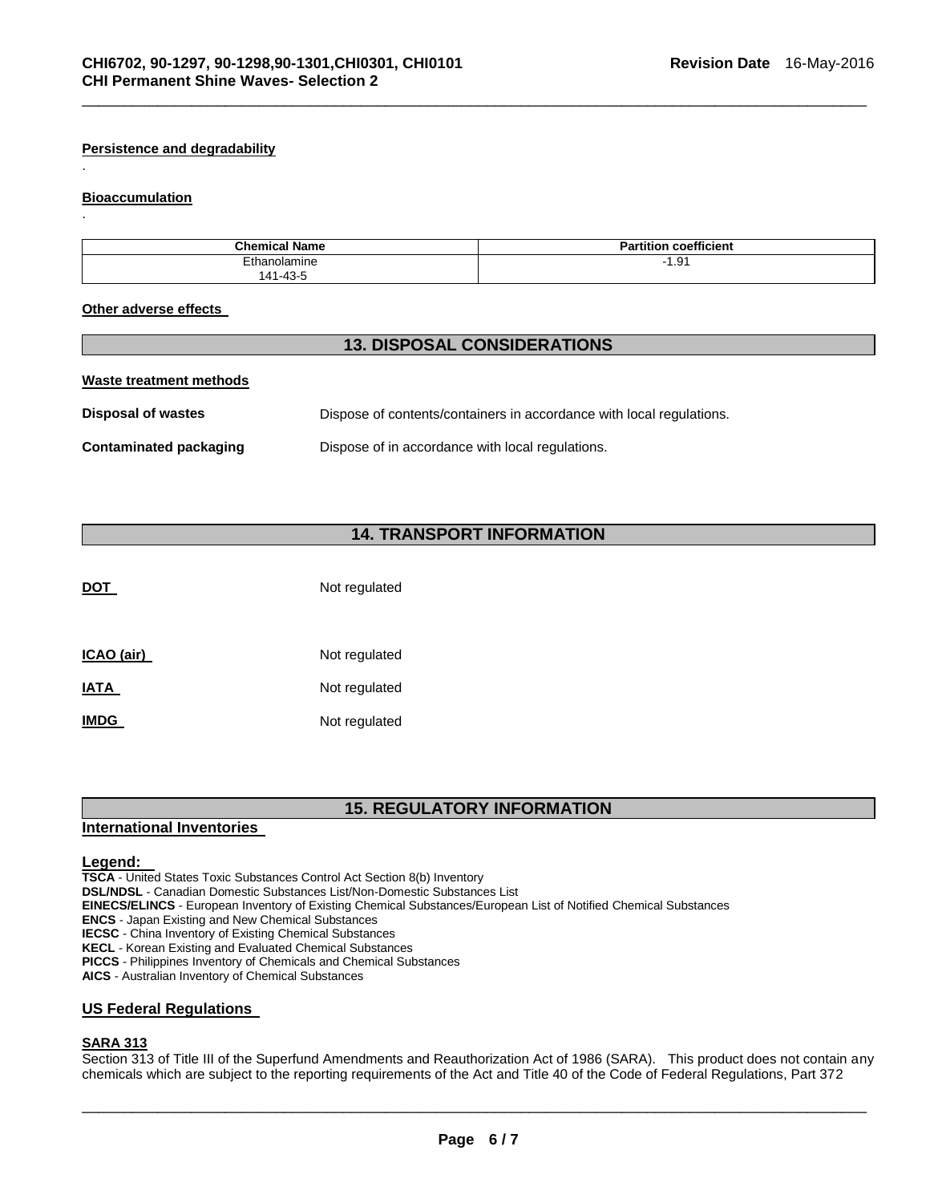**Persistence and degradability**

.

**Bioaccumulation**

.

| Chemical Name | Partition coefficient |
|---|---|
| Ethanolamine<br>141-43-5 | -1.91 |

**Other adverse effects**

## 13. DISPOSAL CONSIDERATIONS

**Waste treatment methods**

**Disposal of wastes** Dispose of contents/containers in accordance with local regulations.

**Contaminated packaging** Dispose of in accordance with local regulations.

## 14. TRANSPORT INFORMATION

**DOT** Not regulated

**ICAO (air)** Not regulated

**IATA** Not regulated

**IMDG** Not regulated

## 15. REGULATORY INFORMATION

**International Inventories**

**Legend:**

**TSCA** - United States Toxic Substances Control Act Section 8(b) Inventory
**DSL/NDSL** - Canadian Domestic Substances List/Non-Domestic Substances List
**EINECS/ELINCS** - European Inventory of Existing Chemical Substances/European List of Notified Chemical Substances
**ENCS** - Japan Existing and New Chemical Substances
**IECSC** - China Inventory of Existing Chemical Substances
**KECL** - Korean Existing and Evaluated Chemical Substances
**PICCS** - Philippines Inventory of Chemicals and Chemical Substances
**AICS** - Australian Inventory of Chemical Substances

**US Federal Regulations**

**SARA 313**

Section 313 of Title III of the Superfund Amendments and Reauthorization Act of 1986 (SARA). This product does not contain any chemicals which are subject to the reporting requirements of the Act and Title 40 of the Code of Federal Regulations, Part 372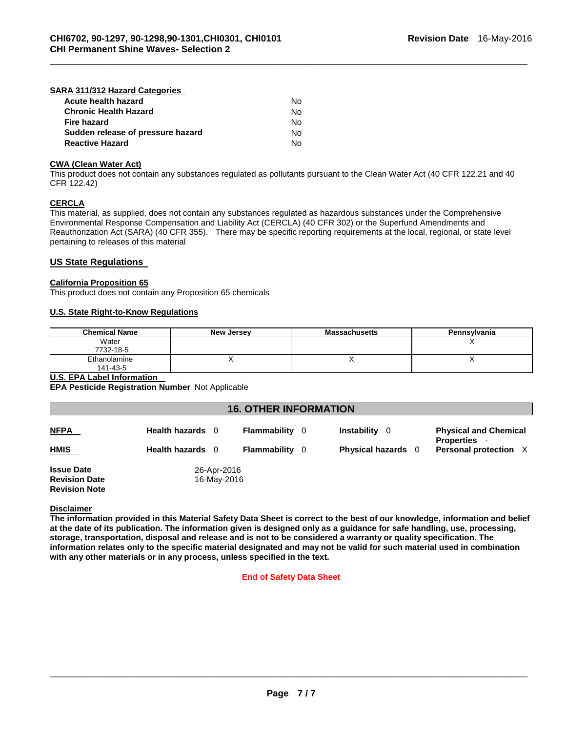#### SARA 311/312 Hazard Categories

| | |
|---|---|
| **Acute health hazard** | No |
| **Chronic Health Hazard** | No |
| **Fire hazard** | No |
| **Sudden release of pressure hazard** | No |
| **Reactive Hazard** | No |

#### CWA (Clean Water Act)

This product does not contain any substances regulated as pollutants pursuant to the Clean Water Act (40 CFR 122.21 and 40 CFR 122.42)

#### CERCLA

This material, as supplied, does not contain any substances regulated as hazardous substances under the Comprehensive Environmental Response Compensation and Liability Act (CERCLA) (40 CFR 302) or the Superfund Amendments and Reauthorization Act (SARA) (40 CFR 355). There may be specific reporting requirements at the local, regional, or state level pertaining to releases of this material

### US State Regulations

#### California Proposition 65

This product does not contain any Proposition 65 chemicals

#### U.S. State Right-to-Know Regulations

| Chemical Name | New Jersey | Massachusetts | Pennsylvania |
|---|---|---|---|
| Water<br>7732-18-5 | | | X |
| Ethanolamine<br>141-43-5 | X | X | X |

#### U.S. EPA Label Information

**EPA Pesticide Registration Number** Not Applicable

## 16. OTHER INFORMATION

| | | | | |
|---|---|---|---|---|
| **NFPA** | **Health hazards** 0 | **Flammability** 0 | **Instability** 0 | **Physical and Chemical Properties** - |
| **HMIS** | **Health hazards** 0 | **Flammability** 0 | **Physical hazards** 0 | **Personal protection** X |

**Issue Date** 26-Apr-2016
**Revision Date** 16-May-2016
**Revision Note**

#### Disclaimer

**The information provided in this Material Safety Data Sheet is correct to the best of our knowledge, information and belief at the date of its publication. The information given is designed only as a guidance for safe handling, use, processing, storage, transportation, disposal and release and is not to be considered a warranty or quality specification. The information relates only to the specific material designated and may not be valid for such material used in combination with any other materials or in any process, unless specified in the text.**

**End of Safety Data Sheet**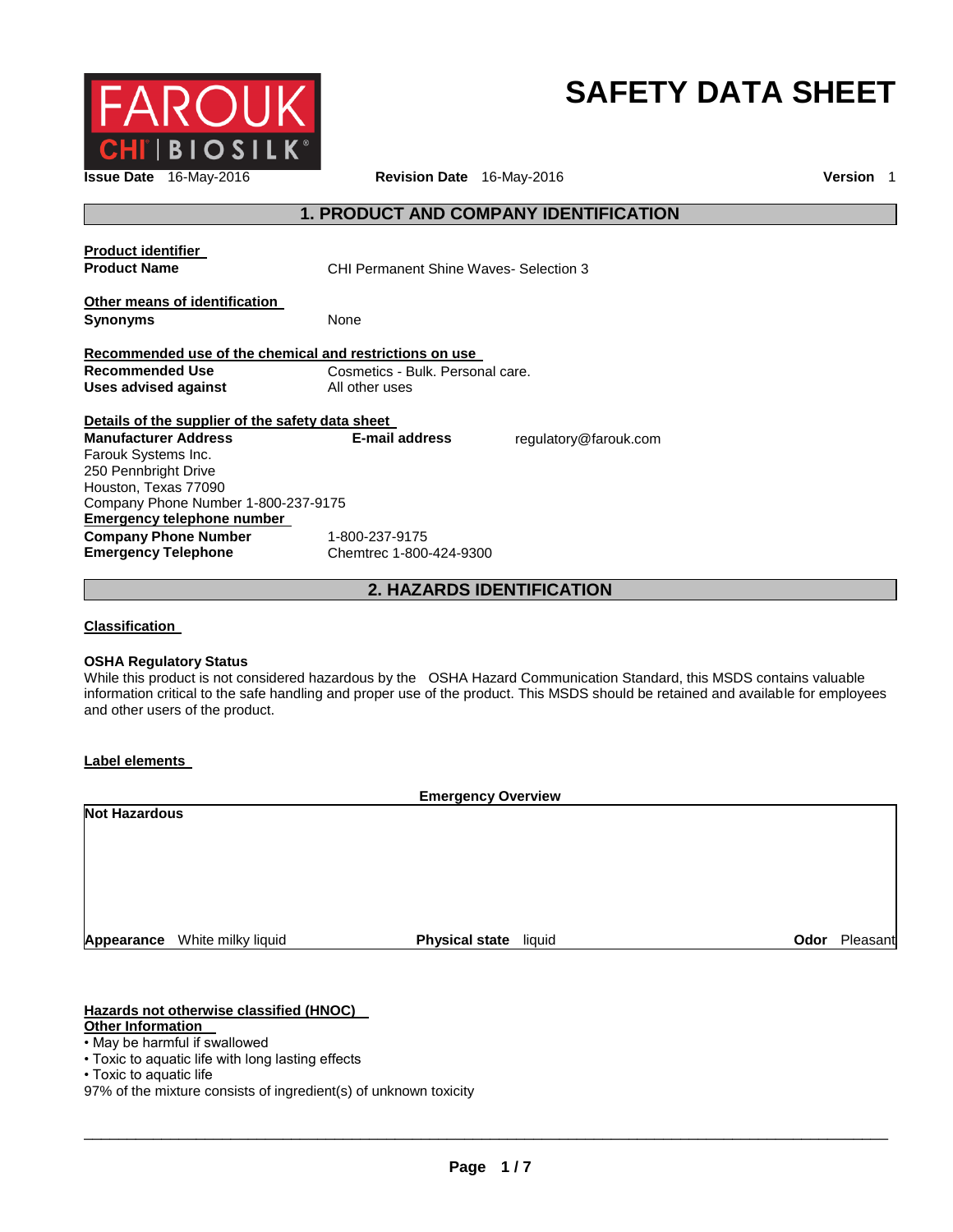FAROUK CHI | BIOSILK

# SAFETY DATA SHEET

**Issue Date** 16-May-2016 **Revision Date** 16-May-2016 **Version** 1

## 1. PRODUCT AND COMPANY IDENTIFICATION

**Product identifier**

**Product Name** CHI Permanent Shine Waves- Selection 3

**Other means of identification**

**Synonyms** None

**Recommended use of the chemical and restrictions on use**

**Recommended Use** Cosmetics - Bulk. Personal care.
**Uses advised against** All other uses

**Details of the supplier of the safety data sheet**

**Manufacturer Address**
Farouk Systems Inc.
250 Pennbright Drive
Houston, Texas 77090
Company Phone Number 1-800-237-9175

**E-mail address** regulatory@farouk.com

**Emergency telephone number**

**Company Phone Number** 1-800-237-9175
**Emergency Telephone** Chemtrec 1-800-424-9300

## 2. HAZARDS IDENTIFICATION

**Classification**

**OSHA Regulatory Status**
While this product is not considered hazardous by the OSHA Hazard Communication Standard, this MSDS contains valuable information critical to the safe handling and proper use of the product. This MSDS should be retained and available for employees and other users of the product.

**Label elements**

**Emergency Overview**

**Not Hazardous**

**Appearance** White milky liquid **Physical state** liquid **Odor** Pleasant

**Hazards not otherwise classified (HNOC)**
**Other Information**

- May be harmful if swallowed
- Toxic to aquatic life with long lasting effects
- Toxic to aquatic life

97% of the mixture consists of ingredient(s) of unknown toxicity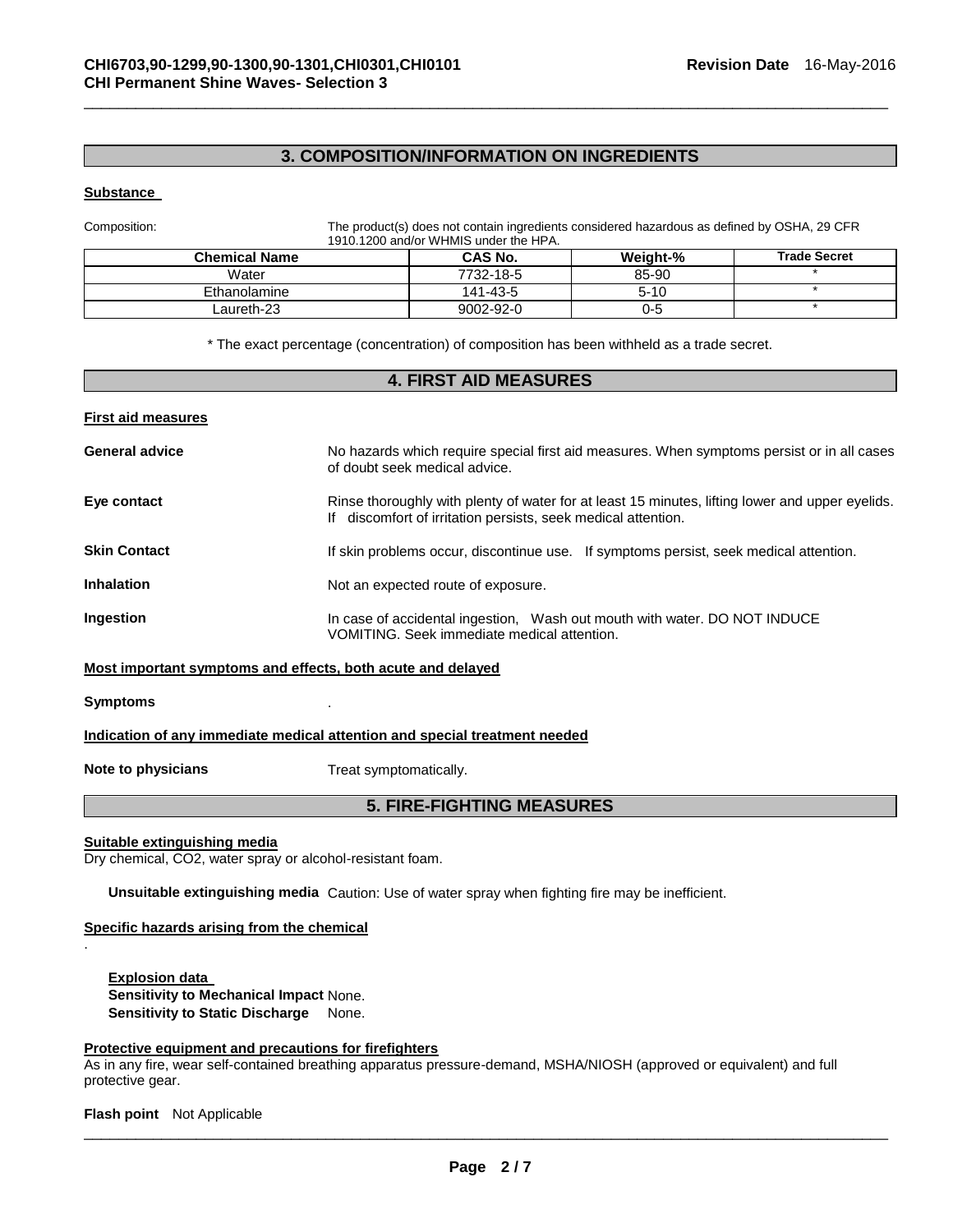## 3. COMPOSITION/INFORMATION ON INGREDIENTS

**Substance**

Composition: The product(s) does not contain ingredients considered hazardous as defined by OSHA, 29 CFR 1910.1200 and/or WHMIS under the HPA.

| Chemical Name | CAS No. | Weight-% | Trade Secret |
|---|---|---|---|
| Water | 7732-18-5 | 85-90 | * |
| Ethanolamine | 141-43-5 | 5-10 | * |
| Laureth-23 | 9002-92-0 | 0-5 | * |

* The exact percentage (concentration) of composition has been withheld as a trade secret.

## 4. FIRST AID MEASURES

**First aid measures**

**General advice** No hazards which require special first aid measures. When symptoms persist or in all cases of doubt seek medical advice.

**Eye contact** Rinse thoroughly with plenty of water for at least 15 minutes, lifting lower and upper eyelids. If discomfort of irritation persists, seek medical attention.

**Skin Contact** If skin problems occur, discontinue use. If symptoms persist, seek medical attention.

**Inhalation** Not an expected route of exposure.

**Ingestion** In case of accidental ingestion, Wash out mouth with water. DO NOT INDUCE VOMITING. Seek immediate medical attention.

**Most important symptoms and effects, both acute and delayed**

**Symptoms** .

**Indication of any immediate medical attention and special treatment needed**

**Note to physicians** Treat symptomatically.

## 5. FIRE-FIGHTING MEASURES

**Suitable extinguishing media**

Dry chemical, $CO_2$, water spray or alcohol-resistant foam.

**Unsuitable extinguishing media** Caution: Use of water spray when fighting fire may be inefficient.

**Specific hazards arising from the chemical**

.

**Explosion data**

**Sensitivity to Mechanical Impact** None.

**Sensitivity to Static Discharge** None.

**Protective equipment and precautions for firefighters**

As in any fire, wear self-contained breathing apparatus pressure-demand, MSHA/NIOSH (approved or equivalent) and full protective gear.

**Flash point** Not Applicable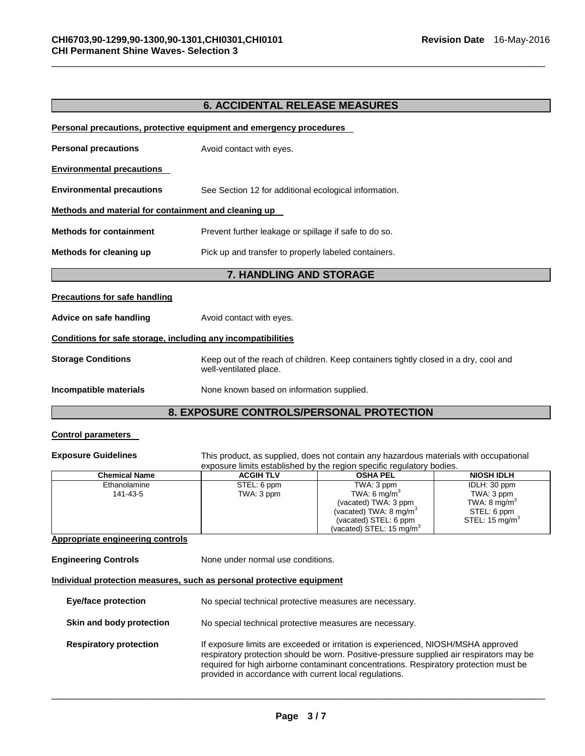## 6. ACCIDENTAL RELEASE MEASURES

**Personal precautions, protective equipment and emergency procedures**

**Personal precautions** Avoid contact with eyes.

**Environmental precautions**

**Environmental precautions** See Section 12 for additional ecological information.

**Methods and material for containment and cleaning up**

**Methods for containment** Prevent further leakage or spillage if safe to do so.

**Methods for cleaning up** Pick up and transfer to properly labeled containers.

## 7. HANDLING AND STORAGE

**Precautions for safe handling**

**Advice on safe handling** Avoid contact with eyes.

**Conditions for safe storage, including any incompatibilities**

**Storage Conditions** Keep out of the reach of children. Keep containers tightly closed in a dry, cool and well-ventilated place.

**Incompatible materials** None known based on information supplied.

## 8. EXPOSURE CONTROLS/PERSONAL PROTECTION

**Control parameters**

**Exposure Guidelines** This product, as supplied, does not contain any hazardous materials with occupational exposure limits established by the region specific regulatory bodies.

| Chemical Name | ACGIH TLV | OSHA PEL | NIOSH IDLH |
|---|---|---|---|
| Ethanolamine<br>141-43-5 | STEL: 6 ppm<br>TWA: 3 ppm | TWA: 3 ppm<br>TWA: 6 mg/m$^3$<br>(vacated) TWA: 3 ppm<br>(vacated) TWA: 8 mg/m$^3$<br>(vacated) STEL: 6 ppm<br>(vacated) STEL: 15 mg/m$^3$ | IDLH: 30 ppm<br>TWA: 3 ppm<br>TWA: 8 mg/m$^3$<br>STEL: 6 ppm<br>STEL: 15 mg/m$^3$ |

**Appropriate engineering controls**

**Engineering Controls** None under normal use conditions.

**Individual protection measures, such as personal protective equipment**

**Eye/face protection** No special technical protective measures are necessary.

**Skin and body protection** No special technical protective measures are necessary.

**Respiratory protection** If exposure limits are exceeded or irritation is experienced, NIOSH/MSHA approved respiratory protection should be worn. Positive-pressure supplied air respirators may be required for high airborne contaminant concentrations. Respiratory protection must be provided in accordance with current local regulations.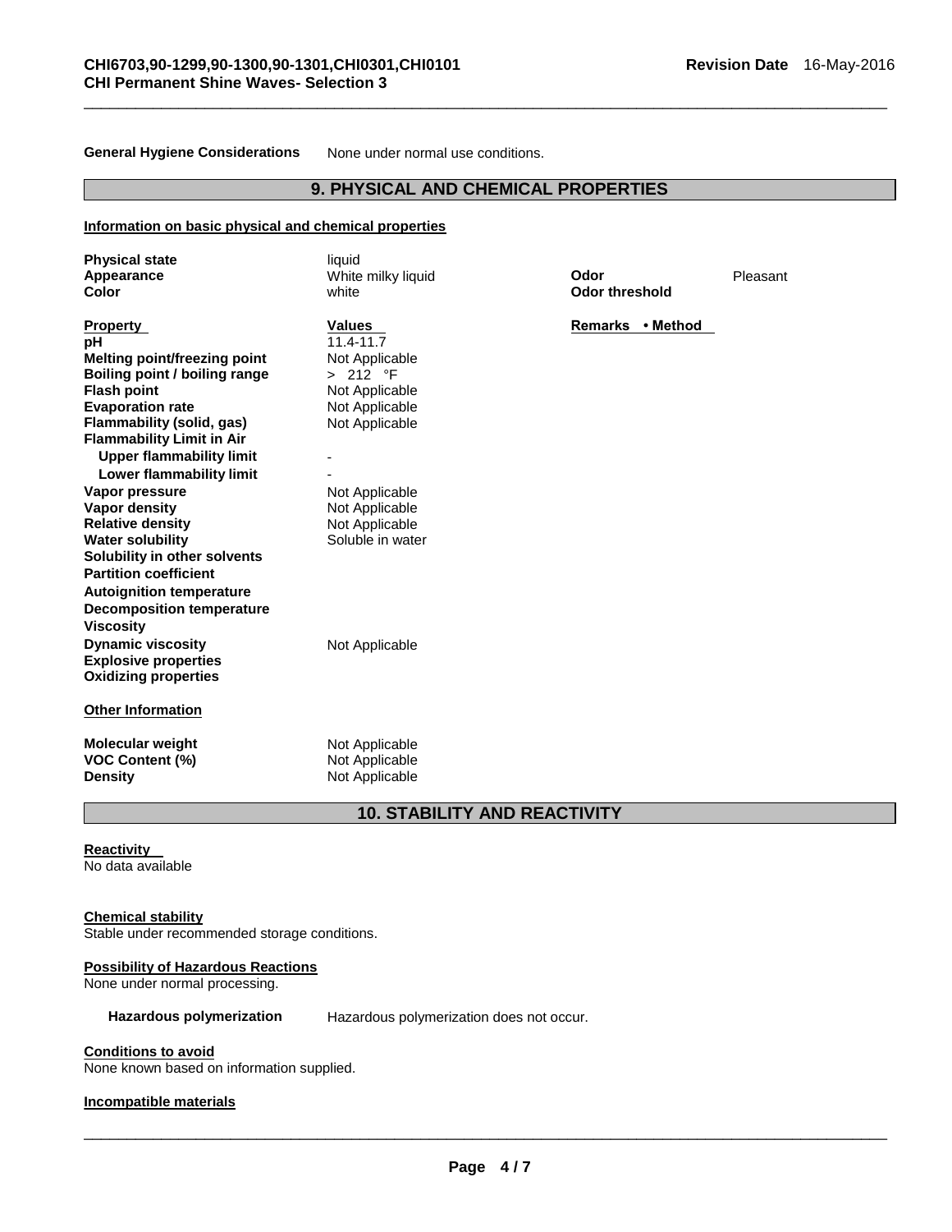**General Hygiene Considerations** None under normal use conditions.

## 9. PHYSICAL AND CHEMICAL PROPERTIES

**Information on basic physical and chemical properties**

| | | | |
|---|---|---|---|
| **Physical state** | liquid | | |
| **Appearance** | White milky liquid | **Odor** | Pleasant |
| **Color** | white | **Odor threshold** | |

| **Property** | **Values** | **Remarks • Method** |
|---|---|---|
| **pH** | 11.4-11.7 | |
| **Melting point/freezing point** | Not Applicable | |
| **Boiling point / boiling range** | > 212 °F | |
| **Flash point** | Not Applicable | |
| **Evaporation rate** | Not Applicable | |
| **Flammability (solid, gas)** | Not Applicable | |
| **Flammability Limit in Air** | | |
| **Upper flammability limit** | - | |
| **Lower flammability limit** | - | |
| **Vapor pressure** | Not Applicable | |
| **Vapor density** | Not Applicable | |
| **Relative density** | Not Applicable | |
| **Water solubility** | Soluble in water | |
| **Solubility in other solvents** | | |
| **Partition coefficient** | | |
| **Autoignition temperature** | | |
| **Decomposition temperature** | | |
| **Viscosity** | | |
| **Dynamic viscosity** | Not Applicable | |
| **Explosive properties** | | |
| **Oxidizing properties** | | |

**Other Information**

| | |
|---|---|
| **Molecular weight** | Not Applicable |
| **VOC Content (%)** | Not Applicable |
| **Density** | Not Applicable |

## 10. STABILITY AND REACTIVITY

**Reactivity**
No data available

**Chemical stability**
Stable under recommended storage conditions.

**Possibility of Hazardous Reactions**
None under normal processing.

**Hazardous polymerization** Hazardous polymerization does not occur.

**Conditions to avoid**
None known based on information supplied.

**Incompatible materials**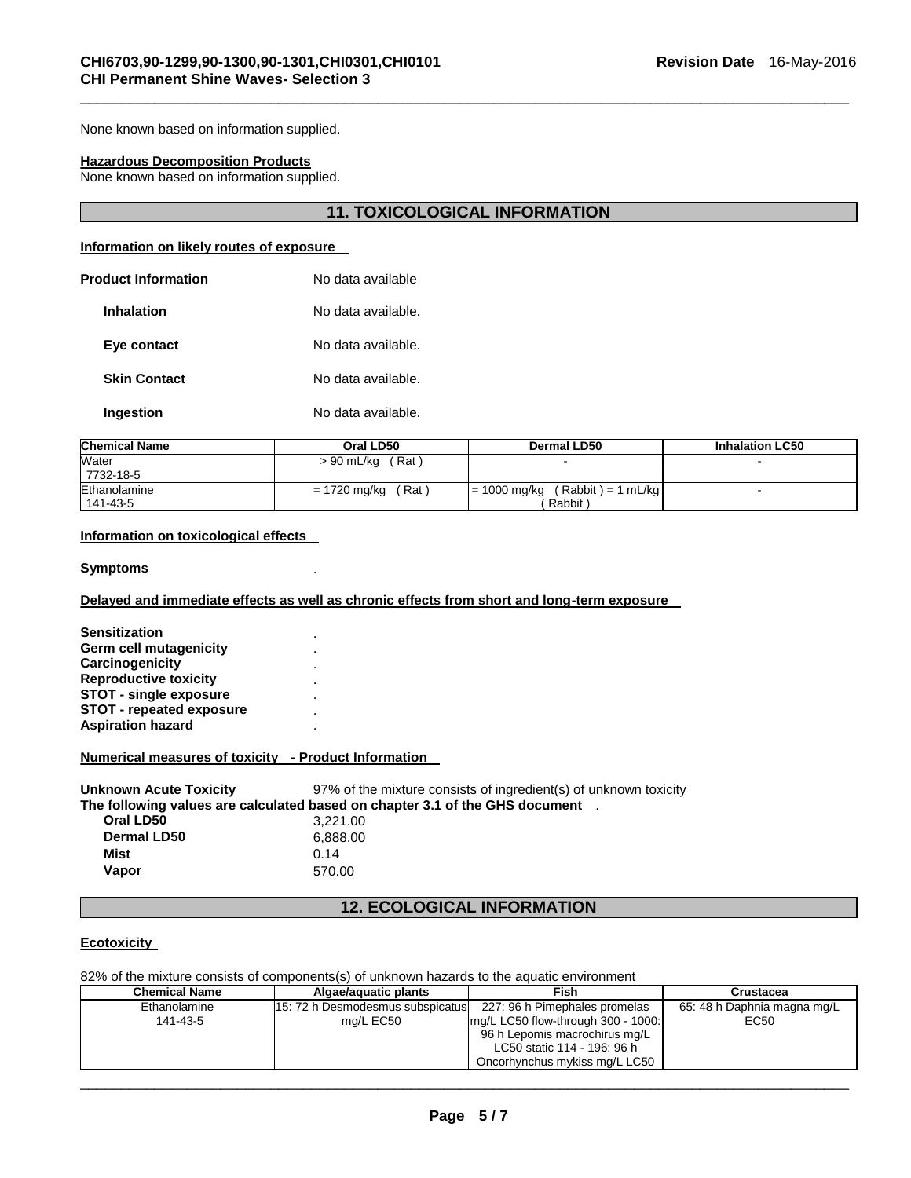None known based on information supplied.

**Hazardous Decomposition Products**
None known based on information supplied.

## 11. TOXICOLOGICAL INFORMATION

**Information on likely routes of exposure**

**Product Information** No data available

**Inhalation** No data available.

**Eye contact** No data available.

**Skin Contact** No data available.

**Ingestion** No data available.

| Chemical Name | Oral LD50 | Dermal LD50 | Inhalation LC50 |
|---|---|---|---|
| Water<br>7732-18-5 | > 90 mL/kg ( Rat ) | - | - |
| Ethanolamine<br>141-43-5 | = 1720 mg/kg ( Rat ) | = 1000 mg/kg ( Rabbit ) = 1 mL/kg ( Rabbit ) | - |

**Information on toxicological effects**

**Symptoms** .

**Delayed and immediate effects as well as chronic effects from short and long-term exposure**

**Sensitization** .
**Germ cell mutagenicity** .
**Carcinogenicity** .
**Reproductive toxicity** .
**STOT - single exposure** .
**STOT - repeated exposure** .
**Aspiration hazard** .

**Numerical measures of toxicity - Product Information**

**Unknown Acute Toxicity** 97% of the mixture consists of ingredient(s) of unknown toxicity
**The following values are calculated based on chapter 3.1 of the GHS document** .

**Oral LD50** 3,221.00
**Dermal LD50** 6,888.00
**Mist** 0.14
**Vapor** 570.00

## 12. ECOLOGICAL INFORMATION

**Ecotoxicity**

82% of the mixture consists of components(s) of unknown hazards to the aquatic environment

| Chemical Name | Algae/aquatic plants | Fish | Crustacea |
|---|---|---|---|
| Ethanolamine<br>141-43-5 | 15: 72 h Desmodesmus subspicatus mg/L EC50 | 227: 96 h Pimephales promelas mg/L LC50 flow-through 300 - 1000: 96 h Lepomis macrochirus mg/L LC50 static 114 - 196: 96 h Oncorhynchus mykiss mg/L LC50 | 65: 48 h Daphnia magna mg/L EC50 |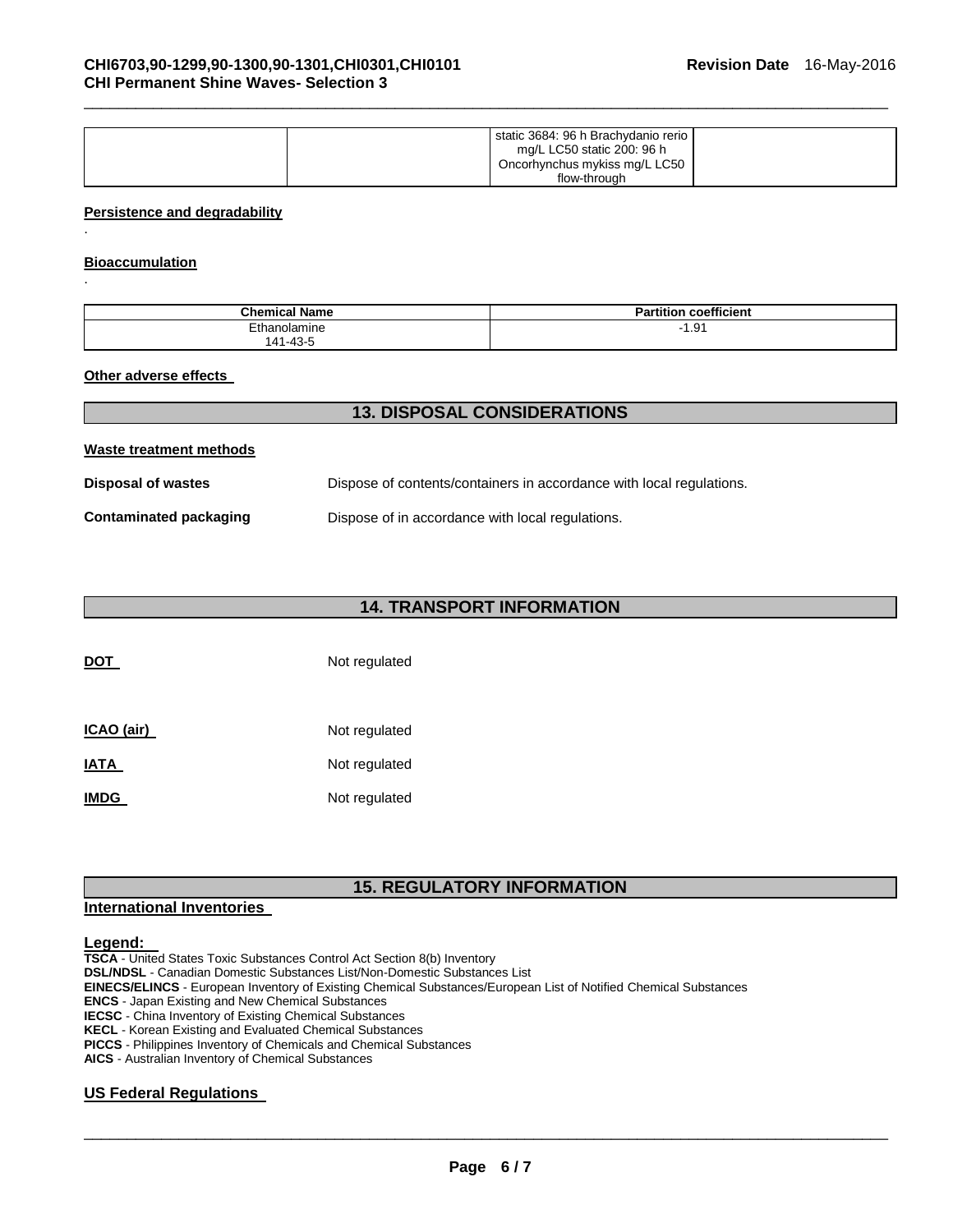| | | static 3684: 96 h Brachydanio rerio mg/L LC50 static 200: 96 h Oncorhynchus mykiss mg/L LC50 flow-through | |
|---|---|---|---|

**Persistence and degradability**

.

**Bioaccumulation**

.

| Chemical Name | Partition coefficient |
|---|---|
| Ethanolamine 141-43-5 | -1.91 |

**Other adverse effects**

## 13. DISPOSAL CONSIDERATIONS

**Waste treatment methods**

**Disposal of wastes** Dispose of contents/containers in accordance with local regulations.

**Contaminated packaging** Dispose of in accordance with local regulations.

## 14. TRANSPORT INFORMATION

**DOT** Not regulated

**ICAO (air)** Not regulated

**IATA** Not regulated

**IMDG** Not regulated

## 15. REGULATORY INFORMATION

**International Inventories**

**Legend:**

**TSCA** - United States Toxic Substances Control Act Section 8(b) Inventory
**DSL/NDSL** - Canadian Domestic Substances List/Non-Domestic Substances List
**EINECS/ELINCS** - European Inventory of Existing Chemical Substances/European List of Notified Chemical Substances
**ENCS** - Japan Existing and New Chemical Substances
**IECSC** - China Inventory of Existing Chemical Substances
**KECL** - Korean Existing and Evaluated Chemical Substances
**PICCS** - Philippines Inventory of Chemicals and Chemical Substances
**AICS** - Australian Inventory of Chemical Substances

**US Federal Regulations**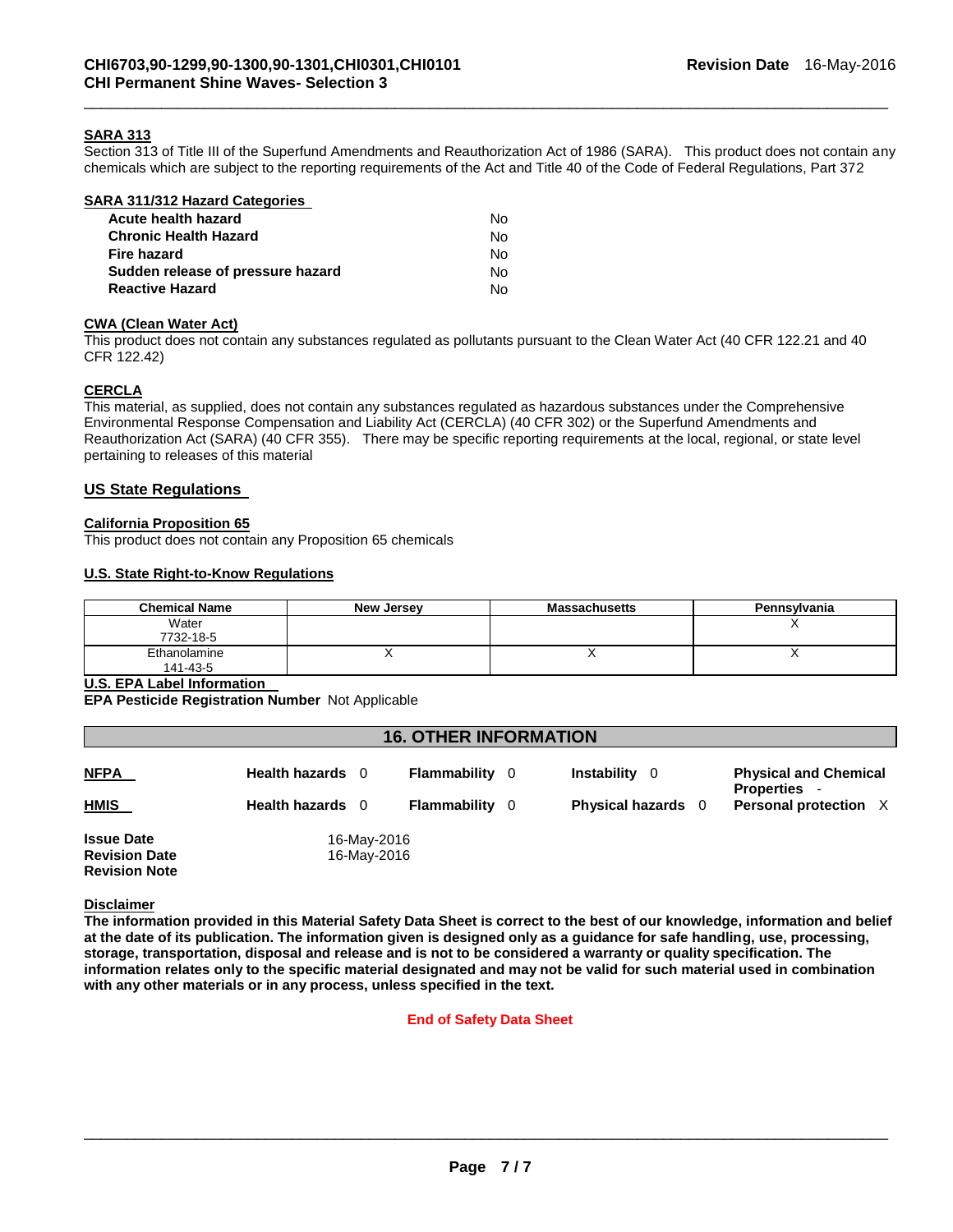### SARA 313

Section 313 of Title III of the Superfund Amendments and Reauthorization Act of 1986 (SARA). This product does not contain any chemicals which are subject to the reporting requirements of the Act and Title 40 of the Code of Federal Regulations, Part 372

### SARA 311/312 Hazard Categories

| | |
|---|---|
| **Acute health hazard** | No |
| **Chronic Health Hazard** | No |
| **Fire hazard** | No |
| **Sudden release of pressure hazard** | No |
| **Reactive Hazard** | No |

### CWA (Clean Water Act)

This product does not contain any substances regulated as pollutants pursuant to the Clean Water Act (40 CFR 122.21 and 40 CFR 122.42)

### CERCLA

This material, as supplied, does not contain any substances regulated as hazardous substances under the Comprehensive Environmental Response Compensation and Liability Act (CERCLA) (40 CFR 302) or the Superfund Amendments and Reauthorization Act (SARA) (40 CFR 355). There may be specific reporting requirements at the local, regional, or state level pertaining to releases of this material

## US State Regulations

### California Proposition 65

This product does not contain any Proposition 65 chemicals

### U.S. State Right-to-Know Regulations

| Chemical Name | New Jersey | Massachusetts | Pennsylvania |
|---|---|---|---|
| Water 7732-18-5 | | | X |
| Ethanolamine 141-43-5 | X | X | X |

### U.S. EPA Label Information

**EPA Pesticide Registration Number** Not Applicable

## 16. OTHER INFORMATION

| | | | | |
|---|---|---|---|---|
| **NFPA** | **Health hazards** 0 | **Flammability** 0 | **Instability** 0 | **Physical and Chemical Properties** - |
| **HMIS** | **Health hazards** 0 | **Flammability** 0 | **Physical hazards** 0 | **Personal protection** X |

**Issue Date** 16-May-2016
**Revision Date** 16-May-2016
**Revision Note**

### Disclaimer

**The information provided in this Material Safety Data Sheet is correct to the best of our knowledge, information and belief at the date of its publication. The information given is designed only as a guidance for safe handling, use, processing, storage, transportation, disposal and release and is not to be considered a warranty or quality specification. The information relates only to the specific material designated and may not be valid for such material used in combination with any other materials or in any process, unless specified in the text.**

**End of Safety Data Sheet**